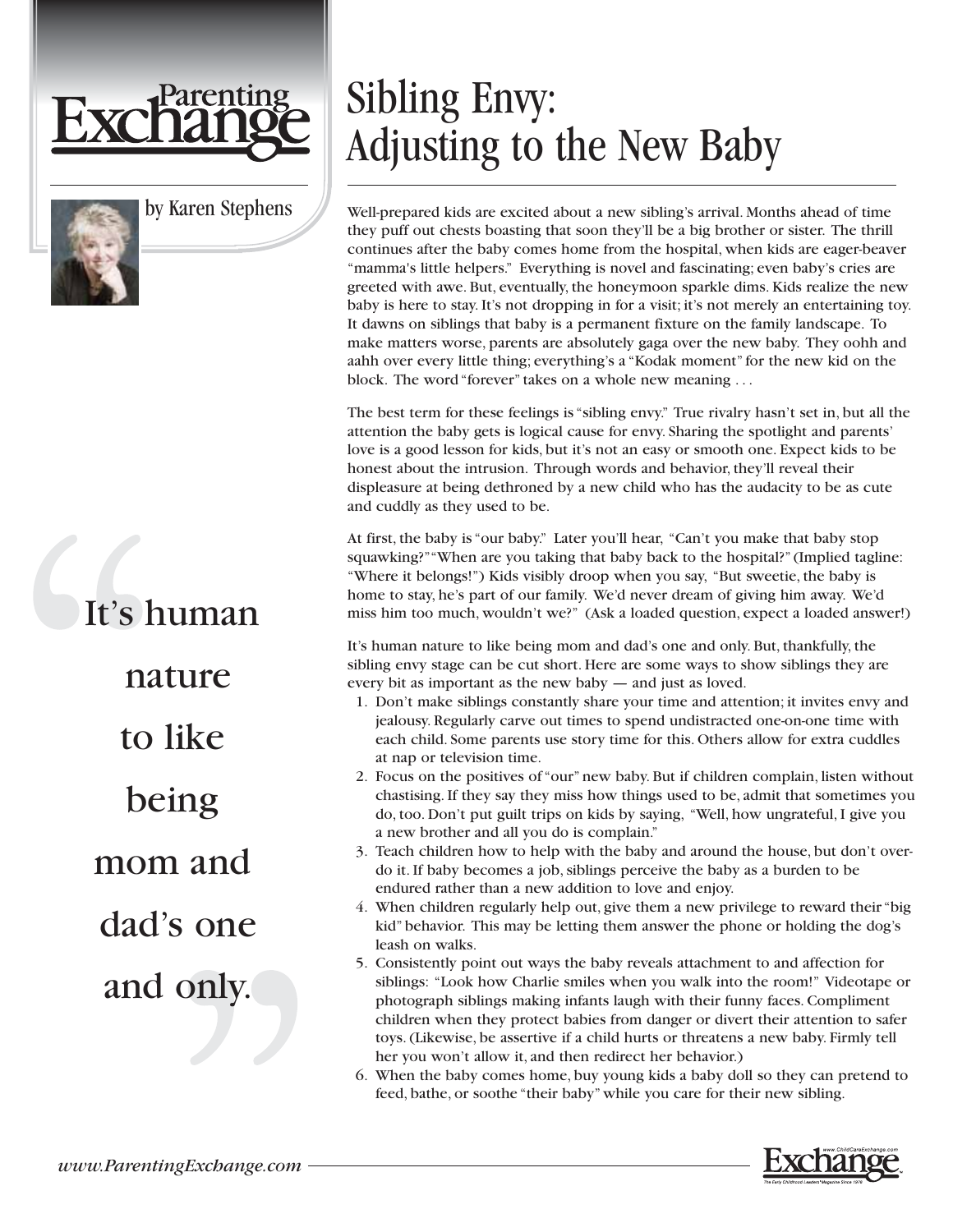Parenting Exchange

by Karen Stephens

# Sibling Envy: Adjusting to the New Baby

Well-prepared kids are excited about a new sibling's arrival. Months ahead of time they puff out chests boasting that soon they'll be a big brother or sister. The thrill continues after the baby comes home from the hospital, when kids are eager-beaver "mamma's little helpers." Everything is novel and fascinating; even baby's cries are greeted with awe. But, eventually, the honeymoon sparkle dims. Kids realize the new baby is here to stay. It's not dropping in for a visit; it's not merely an entertaining toy. It dawns on siblings that baby is a permanent fixture on the family landscape. To make matters worse, parents are absolutely gaga over the new baby. They oohh and aahh over every little thing; everything's a "Kodak moment" for the new kid on the block. The word "forever" takes on a whole new meaning . . .

The best term for these feelings is "sibling envy." True rivalry hasn't set in, but all the attention the baby gets is logical cause for envy. Sharing the spotlight and parents' love is a good lesson for kids, but it's not an easy or smooth one. Expect kids to be honest about the intrusion. Through words and behavior, they'll reveal their displeasure at being dethroned by a new child who has the audacity to be as cute and cuddly as they used to be.

At first, the baby is "our baby." Later you'll hear, "Can't you make that baby stop squawking?" "When are you taking that baby back to the hospital?" (Implied tagline: "Where it belongs!") Kids visibly droop when you say, "But sweetie, the baby is home to stay, he's part of our family. We'd never dream of giving him away. We'd miss him too much, wouldn't we?" (Ask a loaded question, expect a loaded answer!)

> "It's human nature to like being mom and dad's one and only."

It's human nature to like being mom and dad's one and only. But, thankfully, the sibling envy stage can be cut short. Here are some ways to show siblings they are every bit as important as the new baby — and just as loved.

1. Don't make siblings constantly share your time and attention; it invites envy and jealousy. Regularly carve out times to spend undistracted one-on-one time with each child. Some parents use story time for this. Others allow for extra cuddles at nap or television time.
2. Focus on the positives of "our" new baby. But if children complain, listen without chastising. If they say they miss how things used to be, admit that sometimes you do, too. Don't put guilt trips on kids by saying, "Well, how ungrateful, I give you a new brother and all you do is complain."
3. Teach children how to help with the baby and around the house, but don't over-do it. If baby becomes a job, siblings perceive the baby as a burden to be endured rather than a new addition to love and enjoy.
4. When children regularly help out, give them a new privilege to reward their "big kid" behavior. This may be letting them answer the phone or holding the dog's leash on walks.
5. Consistently point out ways the baby reveals attachment to and affection for siblings: "Look how Charlie smiles when you walk into the room!" Videotape or photograph siblings making infants laugh with their funny faces. Compliment children when they protect babies from danger or divert their attention to safer toys. (Likewise, be assertive if a child hurts or threatens a new baby. Firmly tell her you won't allow it, and then redirect her behavior.)
6. When the baby comes home, buy young kids a baby doll so they can pretend to feed, bathe, or soothe "their baby" while you care for their new sibling.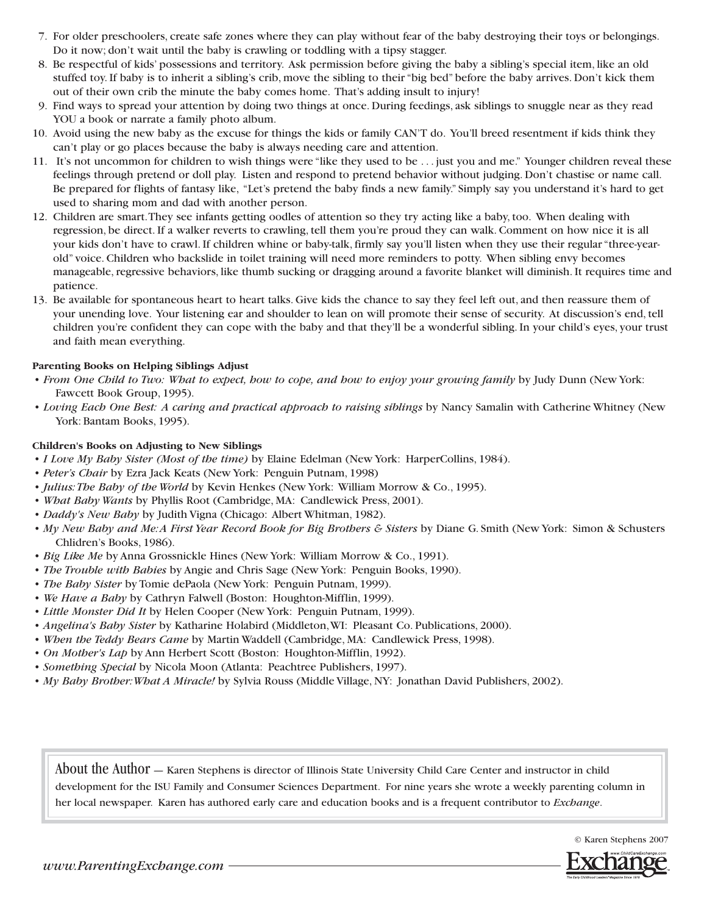7. For older preschoolers, create safe zones where they can play without fear of the baby destroying their toys or belongings. Do it now; don't wait until the baby is crawling or toddling with a tipsy stagger.
8. Be respectful of kids' possessions and territory. Ask permission before giving the baby a sibling's special item, like an old stuffed toy. If baby is to inherit a sibling's crib, move the sibling to their "big bed" before the baby arrives. Don't kick them out of their own crib the minute the baby comes home. That's adding insult to injury!
9. Find ways to spread your attention by doing two things at once. During feedings, ask siblings to snuggle near as they read YOU a book or narrate a family photo album.
10. Avoid using the new baby as the excuse for things the kids or family CAN'T do. You'll breed resentment if kids think they can't play or go places because the baby is always needing care and attention.
11. It's not uncommon for children to wish things were "like they used to be . . . just you and me." Younger children reveal these feelings through pretend or doll play. Listen and respond to pretend behavior without judging. Don't chastise or name call. Be prepared for flights of fantasy like, "Let's pretend the baby finds a new family." Simply say you understand it's hard to get used to sharing mom and dad with another person.
12. Children are smart. They see infants getting oodles of attention so they try acting like a baby, too. When dealing with regression, be direct. If a walker reverts to crawling, tell them you're proud they can walk. Comment on how nice it is all your kids don't have to crawl. If children whine or baby-talk, firmly say you'll listen when they use their regular "three-year-old" voice. Children who backslide in toilet training will need more reminders to potty. When sibling envy becomes manageable, regressive behaviors, like thumb sucking or dragging around a favorite blanket will diminish. It requires time and patience.
13. Be available for spontaneous heart to heart talks. Give kids the chance to say they feel left out, and then reassure them of your unending love. Your listening ear and shoulder to lean on will promote their sense of security. At discussion's end, tell children you're confident they can cope with the baby and that they'll be a wonderful sibling. In your child's eyes, your trust and faith mean everything.

**Parenting Books on Helping Siblings Adjust**

- *From One Child to Two: What to expect, how to cope, and how to enjoy your growing family* by Judy Dunn (New York: Fawcett Book Group, 1995).
- *Loving Each One Best: A caring and practical approach to raising siblings* by Nancy Samalin with Catherine Whitney (New York: Bantam Books, 1995).

**Children's Books on Adjusting to New Siblings**

- *I Love My Baby Sister (Most of the time)* by Elaine Edelman (New York: HarperCollins, 1984).
- *Peter's Chair* by Ezra Jack Keats (New York: Penguin Putnam, 1998)
- *Julius: The Baby of the World* by Kevin Henkes (New York: William Morrow & Co., 1995).
- *What Baby Wants* by Phyllis Root (Cambridge, MA: Candlewick Press, 2001).
- *Daddy's New Baby* by Judith Vigna (Chicago: Albert Whitman, 1982).
- *My New Baby and Me: A First Year Record Book for Big Brothers & Sisters* by Diane G. Smith (New York: Simon & Schusters Chlidren's Books, 1986).
- *Big Like Me* by Anna Grossnickle Hines (New York: William Morrow & Co., 1991).
- *The Trouble with Babies* by Angie and Chris Sage (New York: Penguin Books, 1990).
- *The Baby Sister* by Tomie dePaola (New York: Penguin Putnam, 1999).
- *We Have a Baby* by Cathryn Falwell (Boston: Houghton-Mifflin, 1999).
- *Little Monster Did It* by Helen Cooper (New York: Penguin Putnam, 1999).
- *Angelina's Baby Sister* by Katharine Holabird (Middleton, WI: Pleasant Co. Publications, 2000).
- *When the Teddy Bears Came* by Martin Waddell (Cambridge, MA: Candlewick Press, 1998).
- *On Mother's Lap* by Ann Herbert Scott (Boston: Houghton-Mifflin, 1992).
- *Something Special* by Nicola Moon (Atlanta: Peachtree Publishers, 1997).
- *My Baby Brother: What A Miracle!* by Sylvia Rouss (Middle Village, NY: Jonathan David Publishers, 2002).

About the Author — Karen Stephens is director of Illinois State University Child Care Center and instructor in child development for the ISU Family and Consumer Sciences Department. For nine years she wrote a weekly parenting column in her local newspaper. Karen has authored early care and education books and is a frequent contributor to *Exchange*.

© Karen Stephens 2007